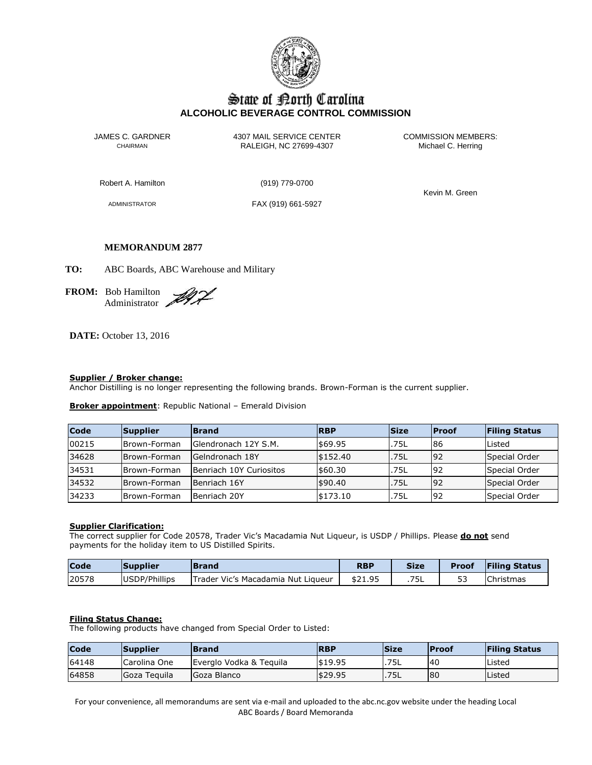# State of North Carolina
## ALCOHOLIC BEVERAGE CONTROL COMMISSION

JAMES C. GARDNER
CHAIRMAN

4307 MAIL SERVICE CENTER
RALEIGH, NC 27699-4307

COMMISSION MEMBERS:
Michael C. Herring

Kevin M. Green

Robert A. Hamilton
ADMINISTRATOR

(919) 779-0700
FAX (919) 661-5927

**MEMORANDUM 2877**

**TO:** ABC Boards, ABC Warehouse and Military

**FROM:** Bob Hamilton
Administrator

**DATE:** October 13, 2016

**Supplier / Broker change:**
Anchor Distilling is no longer representing the following brands. Brown-Forman is the current supplier.

**Broker appointment**: Republic National – Emerald Division

| Code | Supplier | Brand | RBP | Size | Proof | Filing Status |
|---|---|---|---|---|---|---|
| 00215 | Brown-Forman | Glendronach 12Y S.M. | $69.95 | .75L | 86 | Listed |
| 34628 | Brown-Forman | Gelndronach 18Y | $152.40 | .75L | 92 | Special Order |
| 34531 | Brown-Forman | Benriach 10Y Curiositos | $60.30 | .75L | 92 | Special Order |
| 34532 | Brown-Forman | Benriach 16Y | $90.40 | .75L | 92 | Special Order |
| 34233 | Brown-Forman | Benriach 20Y | $173.10 | .75L | 92 | Special Order |

**Supplier Clarification:**
The correct supplier for Code 20578, Trader Vic's Macadamia Nut Liqueur, is USDP / Phillips. Please **do not** send payments for the holiday item to US Distilled Spirits.

| Code | Supplier | Brand | RBP | Size | Proof | Filing Status |
|---|---|---|---|---|---|---|
| 20578 | USDP/Phillips | Trader Vic's Macadamia Nut Liqueur | $21.95 | .75L | 53 | Christmas |

**Filing Status Change:**
The following products have changed from Special Order to Listed:

| Code | Supplier | Brand | RBP | Size | Proof | Filing Status |
|---|---|---|---|---|---|---|
| 64148 | Carolina One | Everglo Vodka & Tequila | $19.95 | .75L | 40 | Listed |
| 64858 | Goza Tequila | Goza Blanco | $29.95 | .75L | 80 | Listed |

For your convenience, all memorandums are sent via e-mail and uploaded to the abc.nc.gov website under the heading Local ABC Boards / Board Memoranda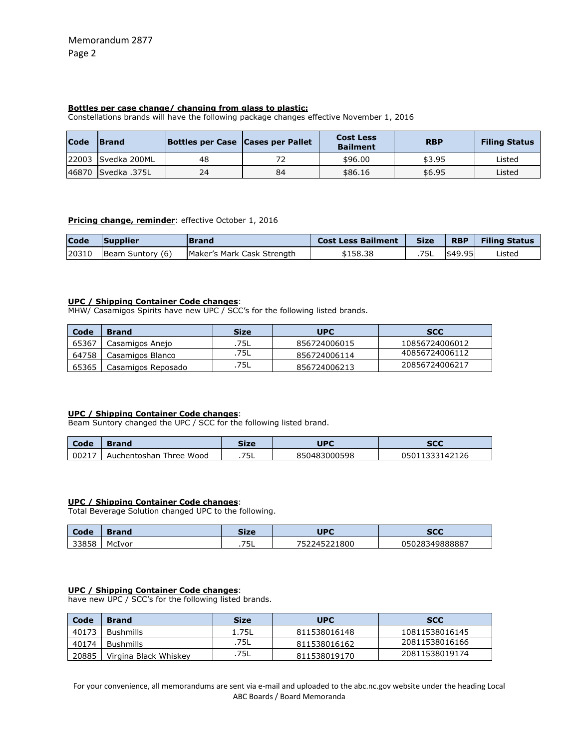Memorandum 2877
Page 2

**Bottles per case change/ changing from glass to plastic:**
Constellations brands will have the following package changes effective November 1, 2016

| Code | Brand | Bottles per Case | Cases per Pallet | Cost Less Bailment | RBP | Filing Status |
|---|---|---|---|---|---|---|
| 22003 | Svedka 200ML | 48 | 72 | $96.00 | $3.95 | Listed |
| 46870 | Svedka .375L | 24 | 84 | $86.16 | $6.95 | Listed |

**Pricing change, reminder**: effective October 1, 2016

| Code | Supplier | Brand | Cost Less Bailment | Size | RBP | Filing Status |
|---|---|---|---|---|---|---|
| 20310 | Beam Suntory (6) | Maker's Mark Cask Strength | $158.38 | .75L | $49.95 | Listed |

**UPC / Shipping Container Code changes**:
MHW/ Casamigos Spirits have new UPC / SCC's for the following listed brands.

| Code | Brand | Size | UPC | SCC |
|---|---|---|---|---|
| 65367 | Casamigos Anejo | .75L | 856724006015 | 10856724006012 |
| 64758 | Casamigos Blanco | .75L | 856724006114 | 40856724006112 |
| 65365 | Casamigos Reposado | .75L | 856724006213 | 20856724006217 |

**UPC / Shipping Container Code changes**:
Beam Suntory changed the UPC / SCC for the following listed brand.

| Code | Brand | Size | UPC | SCC |
|---|---|---|---|---|
| 00217 | Auchentoshan Three Wood | .75L | 850483000598 | 05011333142126 |

**UPC / Shipping Container Code changes**:
Total Beverage Solution changed UPC to the following.

| Code | Brand | Size | UPC | SCC |
|---|---|---|---|---|
| 33858 | McIvor | .75L | 752245221800 | 05028349888887 |

**UPC / Shipping Container Code changes**:
have new UPC / SCC's for the following listed brands.

| Code | Brand | Size | UPC | SCC |
|---|---|---|---|---|
| 40173 | Bushmills | 1.75L | 811538016148 | 10811538016145 |
| 40174 | Bushmills | .75L | 811538016162 | 20811538016166 |
| 20885 | Virgina Black Whiskey | .75L | 811538019170 | 20811538019174 |

For your convenience, all memorandums are sent via e-mail and uploaded to the abc.nc.gov website under the heading Local ABC Boards / Board Memoranda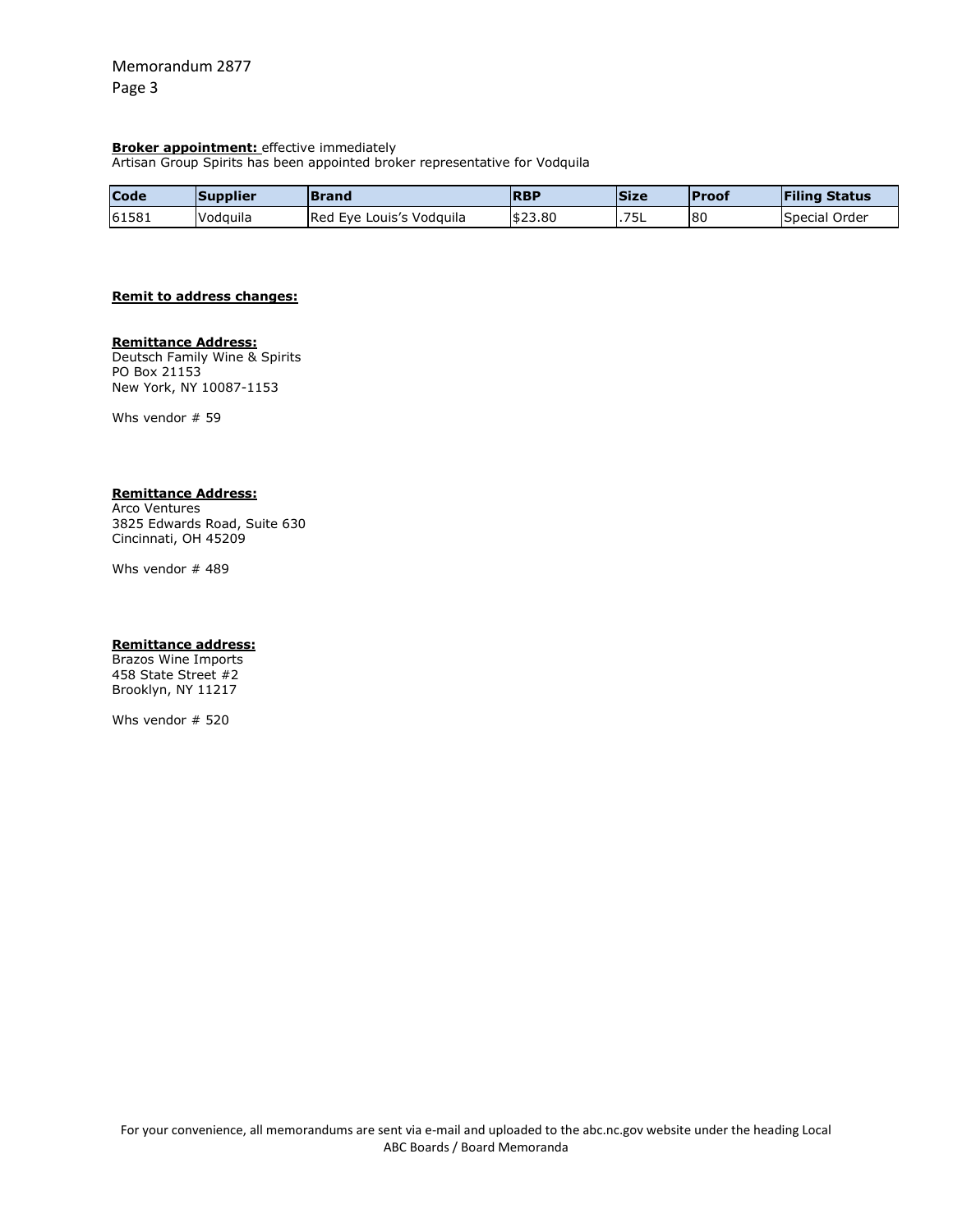**Broker appointment:** effective immediately
Artisan Group Spirits has been appointed broker representative for Vodquila

| Code | Supplier | Brand | RBP | Size | Proof | Filing Status |
|---|---|---|---|---|---|---|
| 61581 | Vodquila | Red Eye Louis's Vodquila | $23.80 | .75L | 80 | Special Order |

**Remit to address changes:**

**Remittance Address:**
Deutsch Family Wine & Spirits
PO Box 21153
New York, NY 10087-1153

Whs vendor # 59

**Remittance Address:**
Arco Ventures
3825 Edwards Road, Suite 630
Cincinnati, OH 45209

Whs vendor # 489

**Remittance address:**
Brazos Wine Imports
458 State Street #2
Brooklyn, NY 11217

Whs vendor # 520

For your convenience, all memorandums are sent via e-mail and uploaded to the abc.nc.gov website under the heading Local ABC Boards / Board Memoranda